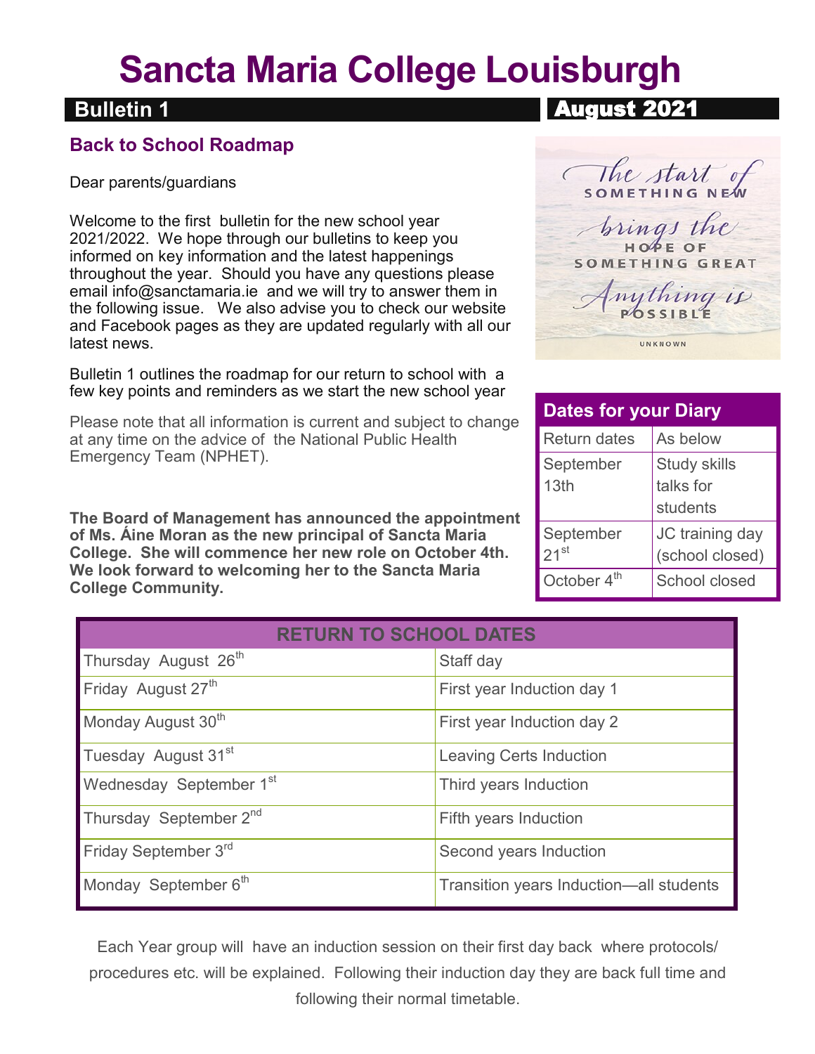# Sancta Maria College Louisburgh

**Bulletin 1** | **August 2021**

## Back to School Roadmap

Dear parents/guardians

Welcome to the first bulletin for the new school year 2021/2022. We hope through our bulletins to keep you informed on key information and the latest happenings throughout the year. Should you have any questions please email info@sanctamaria.ie and we will try to answer them in the following issue. We also advise you to check our website and Facebook pages as they are updated regularly with all our latest news.

Bulletin 1 outlines the roadmap for our return to school with a few key points and reminders as we start the new school year

Please note that all information is current and subject to change at any time on the advice of the National Public Health Emergency Team (NPHET).

**The Board of Management has announced the appointment of Ms. Áine Moran as the new principal of Sancta Maria College. She will commence her new role on October 4th. We look forward to welcoming her to the Sancta Maria College Community.**

*The start of something new brings the hope of something great. Anything is possible* — UNKNOWN

| Dates for your Diary | |
|---|---|
| Return dates | As below |
| September 13th | Study skills talks for students |
| September 21st | JC training day (school closed) |
| October 4th | School closed |

| RETURN TO SCHOOL DATES | |
|---|---|
| Thursday August 26th | Staff day |
| Friday August 27th | First year Induction day 1 |
| Monday August 30th | First year Induction day 2 |
| Tuesday August 31st | Leaving Certs Induction |
| Wednesday September 1st | Third years Induction |
| Thursday September 2nd | Fifth years Induction |
| Friday September 3rd | Second years Induction |
| Monday September 6th | Transition years Induction—all students |

Each Year group will have an induction session on their first day back where protocols/ procedures etc. will be explained. Following their induction day they are back full time and following their normal timetable.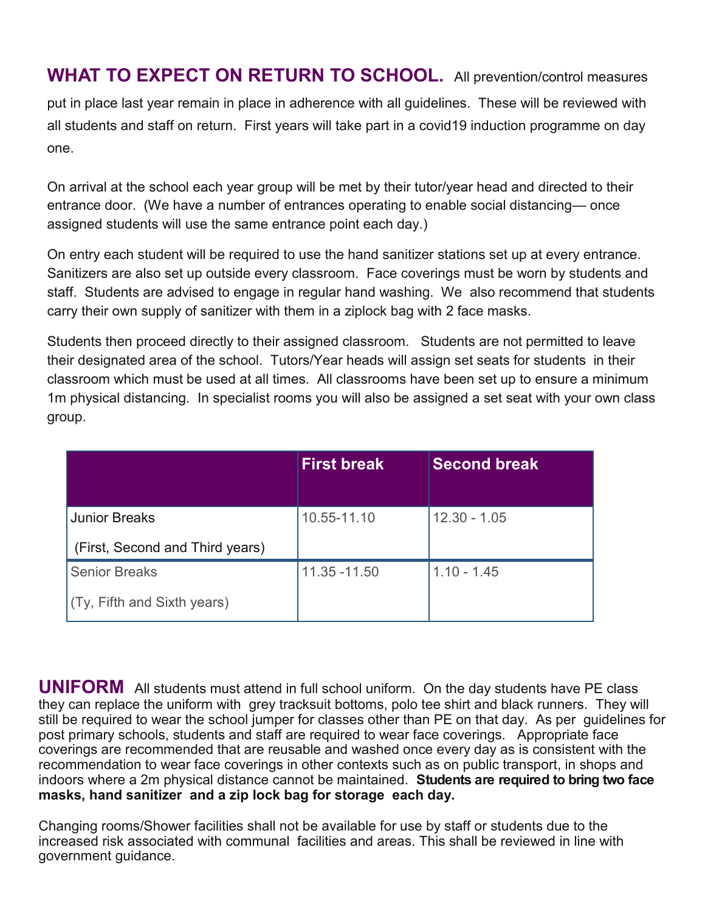## WHAT TO EXPECT ON RETURN TO SCHOOL.

All prevention/control measures put in place last year remain in place in adherence with all guidelines. These will be reviewed with all students and staff on return. First years will take part in a covid19 induction programme on day one.

On arrival at the school each year group will be met by their tutor/year head and directed to their entrance door. (We have a number of entrances operating to enable social distancing— once assigned students will use the same entrance point each day.)

On entry each student will be required to use the hand sanitizer stations set up at every entrance. Sanitizers are also set up outside every classroom. Face coverings must be worn by students and staff. Students are advised to engage in regular hand washing. We also recommend that students carry their own supply of sanitizer with them in a ziplock bag with 2 face masks.

Students then proceed directly to their assigned classroom. Students are not permitted to leave their designated area of the school. Tutors/Year heads will assign set seats for students in their classroom which must be used at all times. All classrooms have been set up to ensure a minimum 1m physical distancing. In specialist rooms you will also be assigned a set seat with your own class group.

| | First break | Second break |
|---|---|---|
| Junior Breaks (First, Second and Third years) | 10.55-11.10 | 12.30 - 1.05 |
| Senior Breaks (Ty, Fifth and Sixth years) | 11.35 -11.50 | 1.10 - 1.45 |

## UNIFORM

All students must attend in full school uniform. On the day students have PE class they can replace the uniform with grey tracksuit bottoms, polo tee shirt and black runners. They will still be required to wear the school jumper for classes other than PE on that day. As per guidelines for post primary schools, students and staff are required to wear face coverings. Appropriate face coverings are recommended that are reusable and washed once every day as is consistent with the recommendation to wear face coverings in other contexts such as on public transport, in shops and indoors where a 2m physical distance cannot be maintained. **Students are required to bring two face masks, hand sanitizer and a zip lock bag for storage each day.**

Changing rooms/Shower facilities shall not be available for use by staff or students due to the increased risk associated with communal facilities and areas. This shall be reviewed in line with government guidance.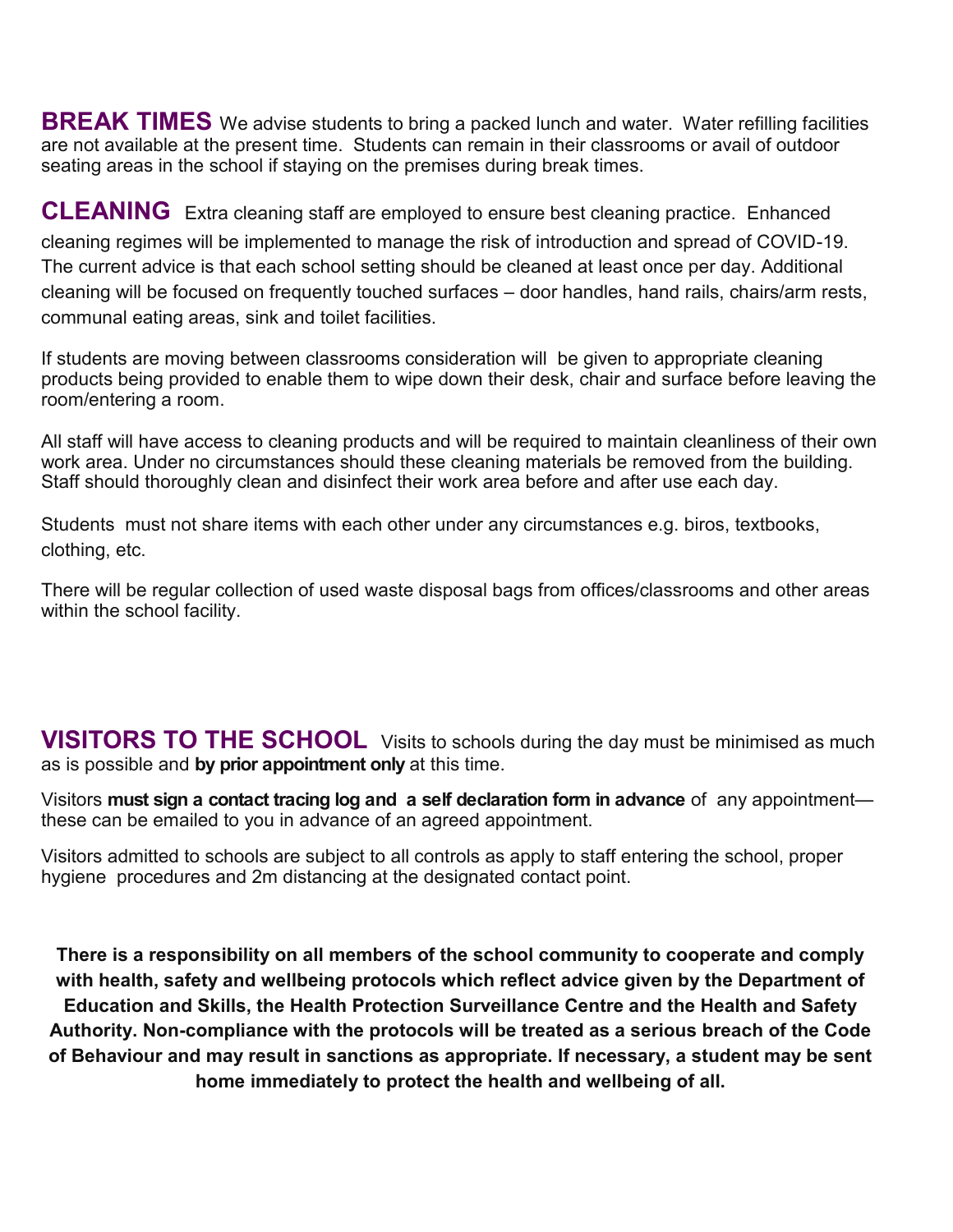**BREAK TIMES** We advise students to bring a packed lunch and water. Water refilling facilities are not available at the present time. Students can remain in their classrooms or avail of outdoor seating areas in the school if staying on the premises during break times.

**CLEANING** Extra cleaning staff are employed to ensure best cleaning practice. Enhanced cleaning regimes will be implemented to manage the risk of introduction and spread of COVID-19. The current advice is that each school setting should be cleaned at least once per day. Additional cleaning will be focused on frequently touched surfaces – door handles, hand rails, chairs/arm rests, communal eating areas, sink and toilet facilities.

If students are moving between classrooms consideration will be given to appropriate cleaning products being provided to enable them to wipe down their desk, chair and surface before leaving the room/entering a room.

All staff will have access to cleaning products and will be required to maintain cleanliness of their own work area. Under no circumstances should these cleaning materials be removed from the building. Staff should thoroughly clean and disinfect their work area before and after use each day.

Students must not share items with each other under any circumstances e.g. biros, textbooks, clothing, etc.

There will be regular collection of used waste disposal bags from offices/classrooms and other areas within the school facility.

**VISITORS TO THE SCHOOL** Visits to schools during the day must be minimised as much as is possible and **by prior appointment only** at this time.

Visitors **must sign a contact tracing log and a self declaration form in advance** of any appointment—these can be emailed to you in advance of an agreed appointment.

Visitors admitted to schools are subject to all controls as apply to staff entering the school, proper hygiene procedures and 2m distancing at the designated contact point.

**There is a responsibility on all members of the school community to cooperate and comply with health, safety and wellbeing protocols which reflect advice given by the Department of Education and Skills, the Health Protection Surveillance Centre and the Health and Safety Authority. Non-compliance with the protocols will be treated as a serious breach of the Code of Behaviour and may result in sanctions as appropriate. If necessary, a student may be sent home immediately to protect the health and wellbeing of all.**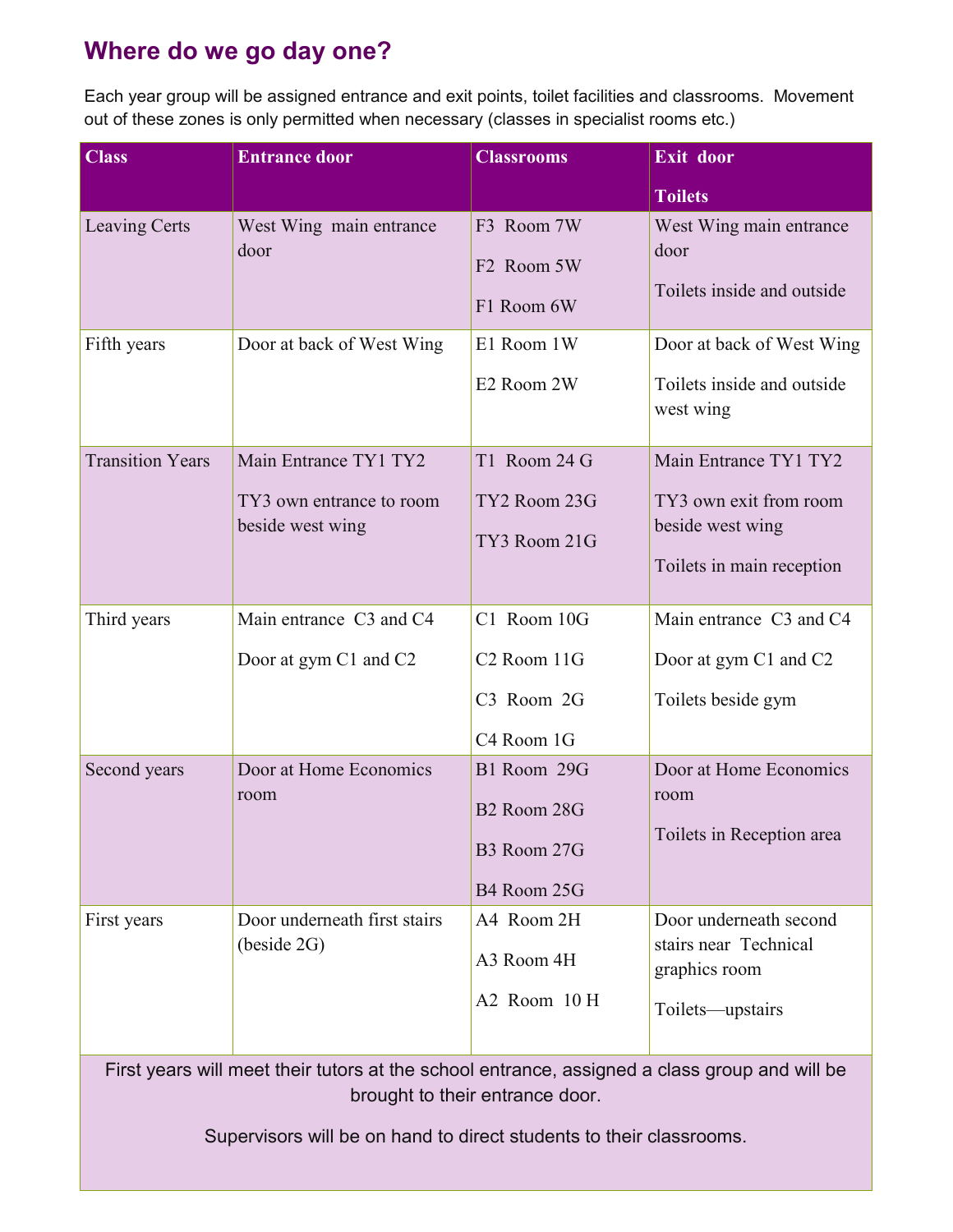## Where do we go day one?

Each year group will be assigned entrance and exit points, toilet facilities and classrooms. Movement out of these zones is only permitted when necessary (classes in specialist rooms etc.)

| Class | Entrance door | Classrooms | Exit door<br><br>Toilets |
|---|---|---|---|
| Leaving Certs | West Wing main entrance door | F3 Room 7W<br><br>F2 Room 5W<br><br>F1 Room 6W | West Wing main entrance door<br><br>Toilets inside and outside |
| Fifth years | Door at back of West Wing | E1 Room 1W<br><br>E2 Room 2W | Door at back of West Wing<br><br>Toilets inside and outside west wing |
| Transition Years | Main Entrance TY1 TY2<br><br>TY3 own entrance to room beside west wing | T1 Room 24 G<br><br>TY2 Room 23G<br><br>TY3 Room 21G | Main Entrance TY1 TY2<br><br>TY3 own exit from room beside west wing<br><br>Toilets in main reception |
| Third years | Main entrance C3 and C4<br><br>Door at gym C1 and C2 | C1 Room 10G<br><br>C2 Room 11G<br><br>C3 Room 2G<br><br>C4 Room 1G | Main entrance C3 and C4<br><br>Door at gym C1 and C2<br><br>Toilets beside gym |
| Second years | Door at Home Economics room | B1 Room 29G<br><br>B2 Room 28G<br><br>B3 Room 27G<br><br>B4 Room 25G | Door at Home Economics room<br><br>Toilets in Reception area |
| First years | Door underneath first stairs (beside 2G) | A4 Room 2H<br><br>A3 Room 4H<br><br>A2 Room 10 H | Door underneath second stairs near Technical graphics room<br><br>Toilets—upstairs |

First years will meet their tutors at the school entrance, assigned a class group and will be brought to their entrance door.

Supervisors will be on hand to direct students to their classrooms.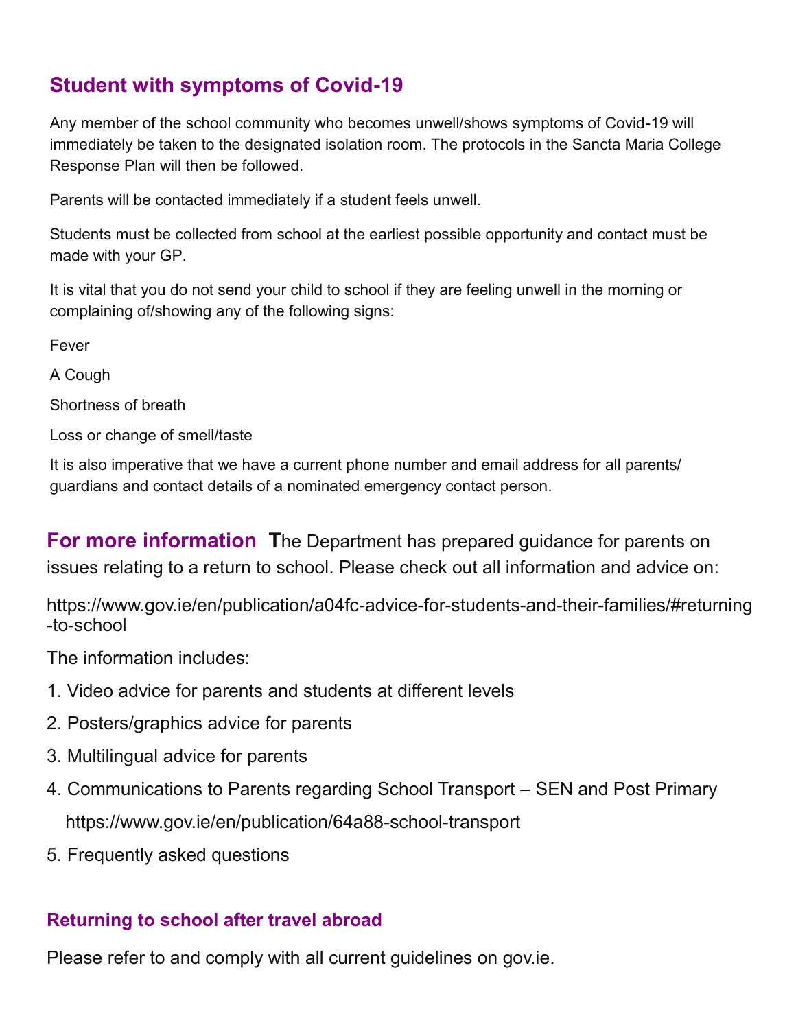## Student with symptoms of Covid-19

Any member of the school community who becomes unwell/shows symptoms of Covid-19 will immediately be taken to the designated isolation room. The protocols in the Sancta Maria College Response Plan will then be followed.

Parents will be contacted immediately if a student feels unwell.

Students must be collected from school at the earliest possible opportunity and contact must be made with your GP.

It is vital that you do not send your child to school if they are feeling unwell in the morning or complaining of/showing any of the following signs:

Fever

A Cough

Shortness of breath

Loss or change of smell/taste

It is also imperative that we have a current phone number and email address for all parents/guardians and contact details of a nominated emergency contact person.

## For more information

The Department has prepared guidance for parents on issues relating to a return to school. Please check out all information and advice on:

https://www.gov.ie/en/publication/a04fc-advice-for-students-and-their-families/#returning-to-school

The information includes:

1. Video advice for parents and students at different levels
2. Posters/graphics advice for parents
3. Multilingual advice for parents
4. Communications to Parents regarding School Transport – SEN and Post Primary
   https://www.gov.ie/en/publication/64a88-school-transport
5. Frequently asked questions

### Returning to school after travel abroad

Please refer to and comply with all current guidelines on gov.ie.